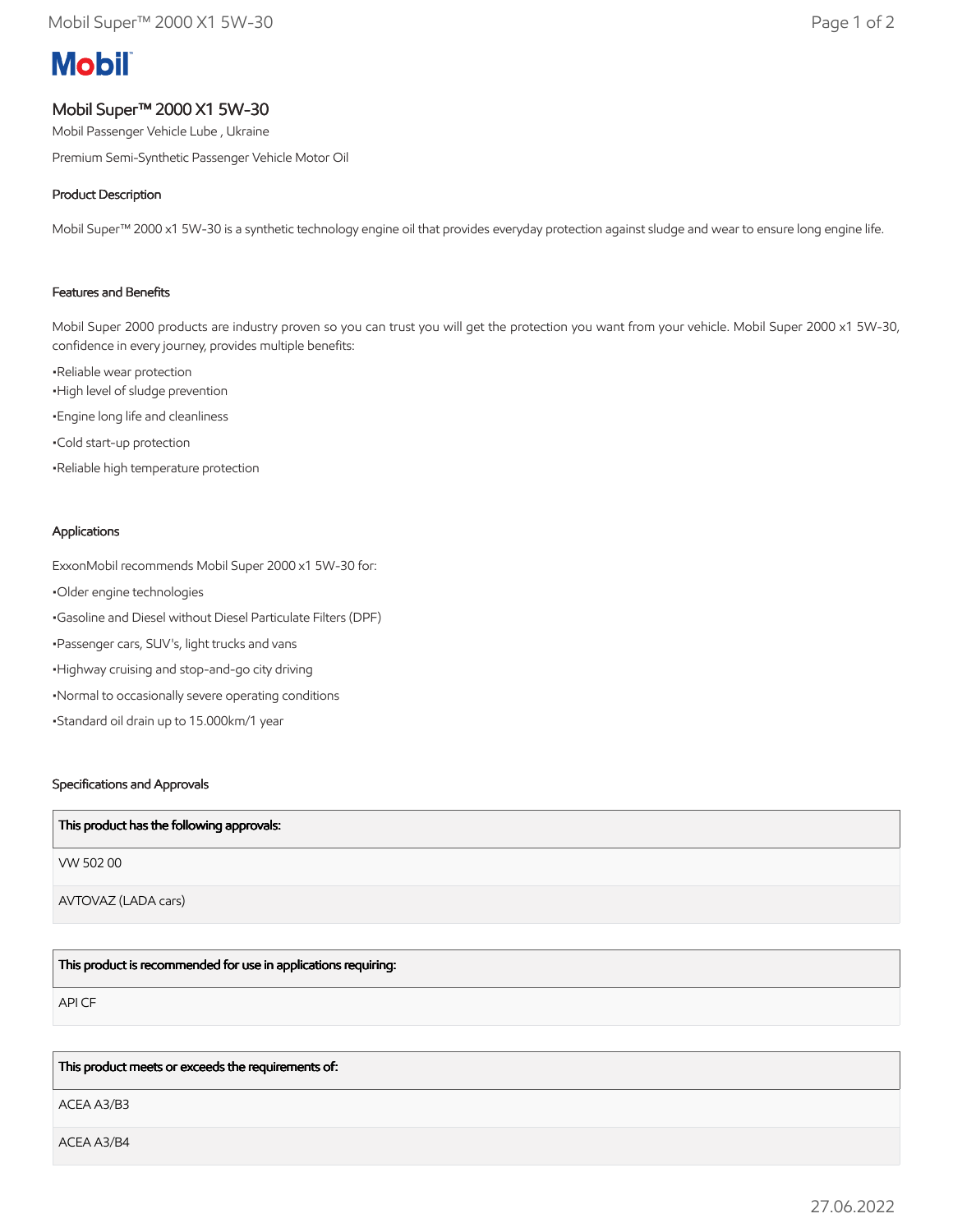# Mobil

## Mobil Super™ 2000 X1 5W-30

Mobil Passenger Vehicle Lube , Ukraine

Premium Semi-Synthetic Passenger Vehicle Motor Oil

### Product Description

Mobil Super™ 2000 x1 5W-30 is a synthetic technology engine oil that provides everyday protection against sludge and wear to ensure long engine life.

### Features and Benefits

Mobil Super 2000 products are industry proven so you can trust you will get the protection you want from your vehicle. Mobil Super 2000 x1 5W-30, confidence in every journey, provides multiple benefits:

•Reliable wear protection
•High level of sludge prevention
•Engine long life and cleanliness
•Cold start-up protection
•Reliable high temperature protection

### Applications

ExxonMobil recommends Mobil Super 2000 x1 5W-30 for:

•Older engine technologies
•Gasoline and Diesel without Diesel Particulate Filters (DPF)
•Passenger cars, SUV's, light trucks and vans
•Highway cruising and stop-and-go city driving
•Normal to occasionally severe operating conditions
•Standard oil drain up to 15.000km/1 year

### Specifications and Approvals

| This product has the following approvals: |
| --- |
| VW 502 00 |
| AVTOVAZ (LADA cars) |

| This product is recommended for use in applications requiring: |
| --- |
| API CF |

| This product meets or exceeds the requirements of: |
| --- |
| ACEA A3/B3 |
| ACEA A3/B4 |

27.06.2022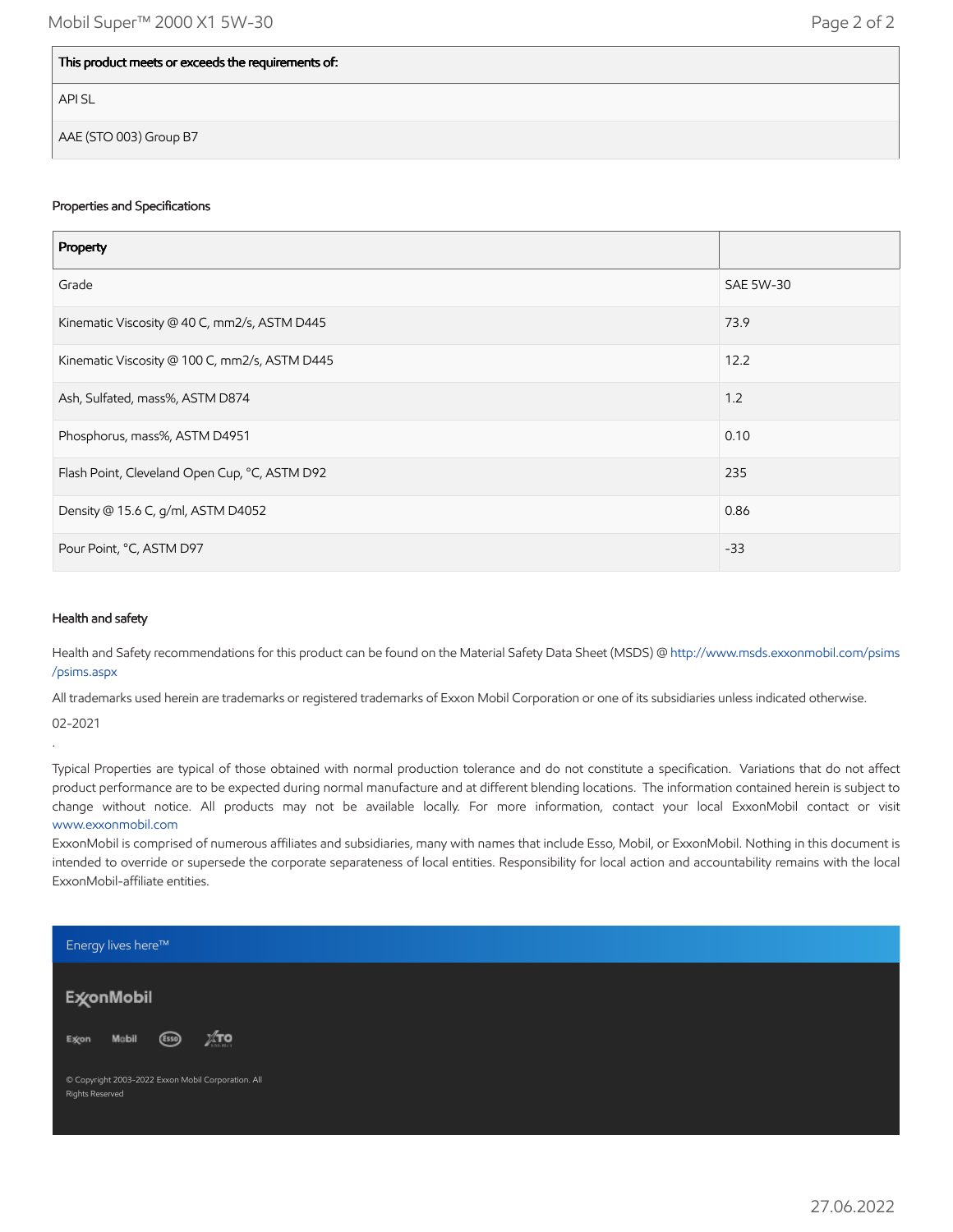| This product meets or exceeds the requirements of: |
| --- |
| API SL |
| AAE (STO 003) Group B7 |

### Properties and Specifications

| Property | |
| --- | --- |
| Grade | SAE 5W-30 |
| Kinematic Viscosity @ 40 C, mm2/s, ASTM D445 | 73.9 |
| Kinematic Viscosity @ 100 C, mm2/s, ASTM D445 | 12.2 |
| Ash, Sulfated, mass%, ASTM D874 | 1.2 |
| Phosphorus, mass%, ASTM D4951 | 0.10 |
| Flash Point, Cleveland Open Cup, °C, ASTM D92 | 235 |
| Density @ 15.6 C, g/ml, ASTM D4052 | 0.86 |
| Pour Point, °C, ASTM D97 | -33 |

### Health and safety

Health and Safety recommendations for this product can be found on the Material Safety Data Sheet (MSDS) @ http://www.msds.exxonmobil.com/psims/psims.aspx

All trademarks used herein are trademarks or registered trademarks of Exxon Mobil Corporation or one of its subsidiaries unless indicated otherwise.

02-2021

.

Typical Properties are typical of those obtained with normal production tolerance and do not constitute a specification. Variations that do not affect product performance are to be expected during normal manufacture and at different blending locations. The information contained herein is subject to change without notice. All products may not be available locally. For more information, contact your local ExxonMobil contact or visit www.exxonmobil.com

ExxonMobil is comprised of numerous affiliates and subsidiaries, many with names that include Esso, Mobil, or ExxonMobil. Nothing in this document is intended to override or supersede the corporate separateness of local entities. Responsibility for local action and accountability remains with the local ExxonMobil-affiliate entities.

Energy lives here™

ExxonMobil

Exxon Mobil Esso XTO

© Copyright 2003-2022 Exxon Mobil Corporation. All Rights Reserved

27.06.2022